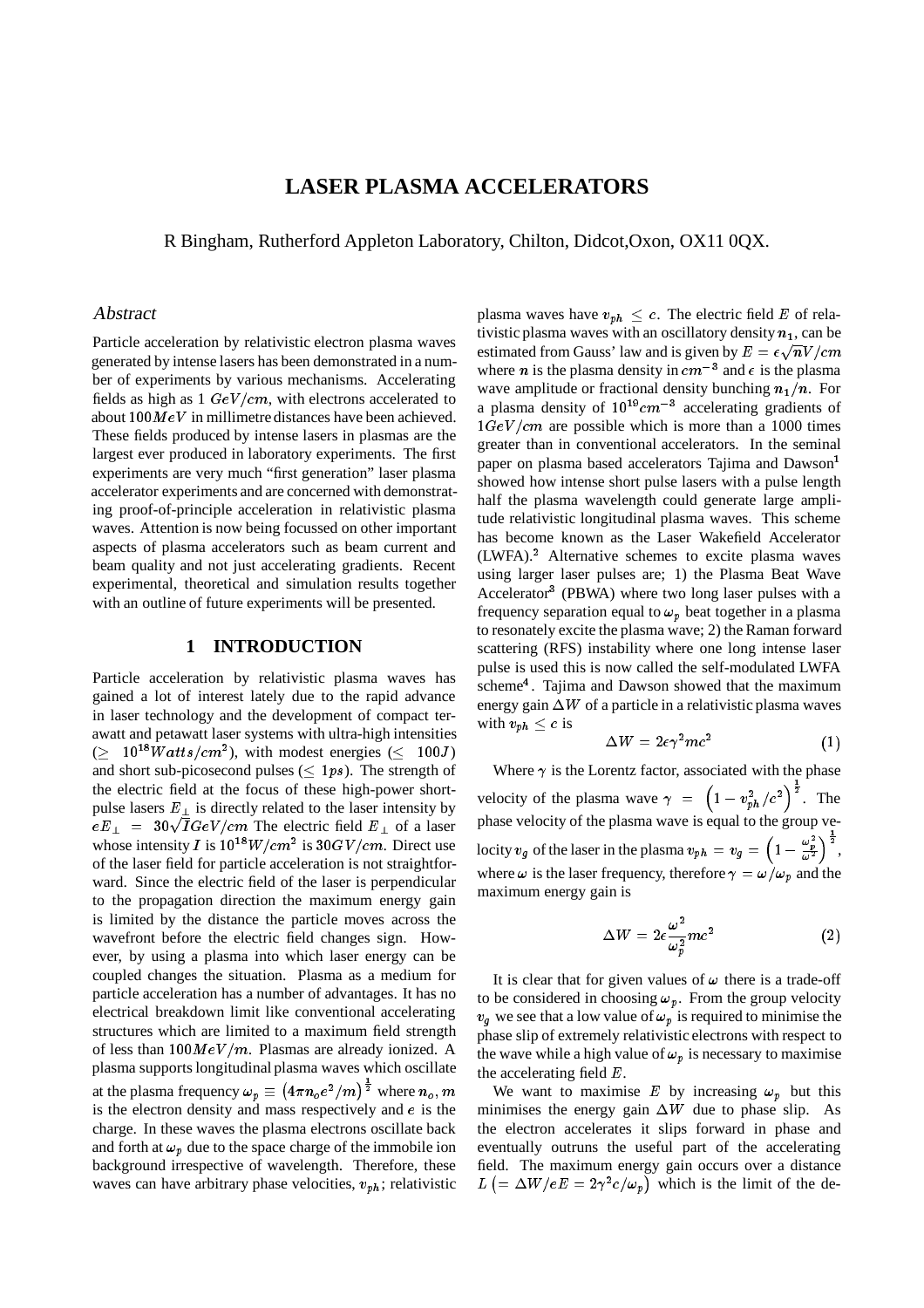# LASER PLASMA ACCELERATORS

R Bingham, Rutherford Appleton Laboratory, Chilton, Didcot,Oxon, OX11 0QX.

## *Abstract*

Particle acceleration by relativistic electron plasma waves generated by intense lasers has been demonstrated in a number of experiments by various mechanisms. Accelerating fields as high as 1 $GeV/cm$, with electrons accelerated to about $100 MeV$ in millimetre distances have been achieved. These fields produced by intense lasers in plasmas are the largest ever produced in laboratory experiments. The first experiments are very much "first generation" laser plasma accelerator experiments and are concerned with demonstrating proof-of-principle acceleration in relativistic plasma waves. Attention is now being focussed on other important aspects of plasma accelerators such as beam current and beam quality and not just accelerating gradients. Recent experimental, theoretical and simulation results together with an outline of future experiments will be presented.

## 1 INTRODUCTION

Particle acceleration by relativistic plasma waves has gained a lot of interest lately due to the rapid advance in laser technology and the development of compact terawatt and petawatt laser systems with ultra-high intensities ($\geq 10^{18} Watts/cm^2$), with modest energies ($\leq 100J$) and short sub-picosecond pulses ($\leq 1ps$). The strength of the electric field at the focus of these high-power short-pulse lasers $E_\perp$ is directly related to the laser intensity by $eE_\perp = 30\sqrt{I} GeV/cm$ The electric field $E_\perp$ of a laser whose intensity $I$ is $10^{18} W/cm^2$ is $30 GV/cm$. Direct use of the laser field for particle acceleration is not straightforward. Since the electric field of the laser is perpendicular to the propagation direction the maximum energy gain is limited by the distance the particle moves across the wavefront before the electric field changes sign. However, by using a plasma into which laser energy can be coupled changes the situation. Plasma as a medium for particle acceleration has a number of advantages. It has no electrical breakdown limit like conventional accelerating structures which are limited to a maximum field strength of less than $100 MeV/m$. Plasmas are already ionized. A plasma supports longitudinal plasma waves which oscillate at the plasma frequency $\omega_p \equiv \left(4\pi n_o e^2/m\right)^{\frac{1}{2}}$ where $n_o, m$ is the electron density and mass respectively and $e$ is the charge. In these waves the plasma electrons oscillate back and forth at $\omega_p$ due to the space charge of the immobile ion background irrespective of wavelength. Therefore, these waves can have arbitrary phase velocities, $v_{ph}$; relativistic plasma waves have $v_{ph} \leq c$. The electric field $E$ of relativistic plasma waves with an oscillatory density $n_1$, can be estimated from Gauss' law and is given by $E = \epsilon\sqrt{n} V/cm$ where $n$ is the plasma density in $cm^{-3}$ and $\epsilon$ is the plasma wave amplitude or fractional density bunching $n_1/n$. For a plasma density of $10^{19} cm^{-3}$ accelerating gradients of $1 GeV/cm$ are possible which is more than a 1000 times greater than in conventional accelerators. In the seminal paper on plasma based accelerators Tajima and Dawson[1] showed how intense short pulse lasers with a pulse length half the plasma wavelength could generate large amplitude relativistic longitudinal plasma waves. This scheme has become known as the Laser Wakefield Accelerator (LWFA).[2] Alternative schemes to excite plasma waves using larger laser pulses are; 1) the Plasma Beat Wave Accelerator[3] (PBWA) where two long laser pulses with a frequency separation equal to $\omega_p$ beat together in a plasma to resonately excite the plasma wave; 2) the Raman forward scattering (RFS) instability where one long intense laser pulse is used this is now called the self-modulated LWFA scheme[4]. Tajima and Dawson showed that the maximum energy gain $\Delta W$ of a particle in a relativistic plasma waves with $v_{ph} \leq c$ is

$$\Delta W = 2\epsilon\gamma^2 mc^2 \tag{1}$$

Where $\gamma$ is the Lorentz factor, associated with the phase velocity of the plasma wave $\gamma = \left(1 - v_{ph}^2/c^2\right)^{\frac{1}{2}}$. The phase velocity of the plasma wave is equal to the group velocity $v_g$ of the laser in the plasma $v_{ph} = v_g = \left(1 - \frac{\omega_p^2}{\omega^2}\right)^{\frac{1}{2}}$, where $\omega$ is the laser frequency, therefore $\gamma = \omega/\omega_p$ and the maximum energy gain is

$$\Delta W = 2\epsilon\frac{\omega^2}{\omega_p^2} mc^2 \tag{2}$$

It is clear that for given values of $\omega$ there is a trade-off to be considered in choosing $\omega_p$. From the group velocity $v_g$ we see that a low value of $\omega_p$ is required to minimise the phase slip of extremely relativistic electrons with respect to the wave while a high value of $\omega_p$ is necessary to maximise the accelerating field $E$.

We want to maximise $E$ by increasing $\omega_p$ but this minimises the energy gain $\Delta W$ due to phase slip. As the electron accelerates it slips forward in phase and eventually outruns the useful part of the accelerating field. The maximum energy gain occurs over a distance $L\left(= \Delta W/eE = 2\gamma^2 c/\omega_p\right)$ which is the limit of the de-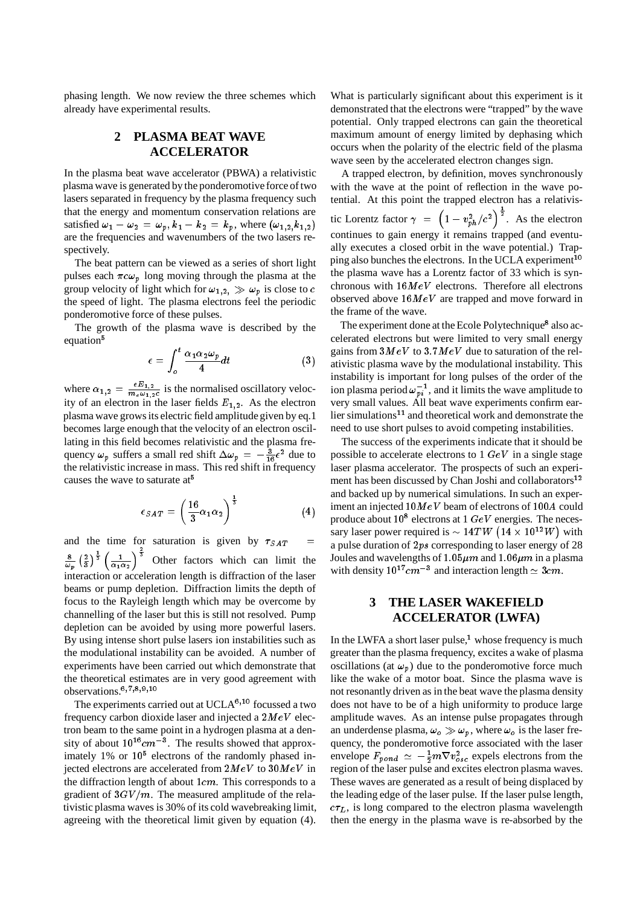phasing length. We now review the three schemes which already have experimental results.

## 2 PLASMA BEAT WAVE ACCELERATOR

In the plasma beat wave accelerator (PBWA) a relativistic plasma wave is generated by the ponderomotive force of two lasers separated in frequency by the plasma frequency such that the energy and momentum conservation relations are satisfied $\omega_1 - \omega_2 = \omega_p, k_1 - k_2 = k_p$, where $(\omega_{1,2}, k_{1,2})$ are the frequencies and wavenumbers of the two lasers respectively.

The beat pattern can be viewed as a series of short light pulses each $\pi c\omega_p$ long moving through the plasma at the group velocity of light which for $\omega_{1,2}, \gg \omega_p$ is close to $c$ the speed of light. The plasma electrons feel the periodic ponderomotive force of these pulses.

The growth of the plasma wave is described by the equation[5]

$$\epsilon = \int_o^t \frac{\alpha_1 \alpha_2 \omega_p}{4} dt \tag{3}$$

where $\alpha_{1,2} = \frac{eE_{1,2}}{m_e \omega_{1,2} c}$ is the normalised oscillatory velocity of an electron in the laser fields $E_{1,2}$. As the electron plasma wave grows its electric field amplitude given by eq.1 becomes large enough that the velocity of an electron oscillating in this field becomes relativistic and the plasma frequency $\omega_p$ suffers a small red shift $\Delta\omega_p = -\frac{3}{16}\epsilon^2$ due to the relativistic increase in mass. This red shift in frequency causes the wave to saturate at[5]

$$\epsilon_{SAT} = \left( \frac{16}{3} \alpha_1 \alpha_2 \right)^{\frac{1}{3}} \tag{4}$$

and the time for saturation is given by $\tau_{SAT} = \frac{8}{\omega_p} \left(\frac{2}{3}\right)^{\frac{1}{3}} \left(\frac{1}{\alpha_1 \alpha_2}\right)^{\frac{2}{3}}$ Other factors which can limit the interaction or acceleration length is diffraction of the laser beams or pump depletion. Diffraction limits the depth of focus to the Rayleigh length which may be overcome by channelling of the laser but this is still not resolved. Pump depletion can be avoided by using more powerful lasers. By using intense short pulse lasers ion instabilities such as the modulational instability can be avoided. A number of experiments have been carried out which demonstrate that the theoretical estimates are in very good agreement with observations.[6,7,8,9,10]

The experiments carried out at UCLA[6,10] focussed a two frequency carbon dioxide laser and injected a $2MeV$ electron beam to the same point in a hydrogen plasma at a density of about $10^{16} cm^{-3}$. The results showed that approximately 1% or $10^5$ electrons of the randomly phased injected electrons are accelerated from $2MeV$ to $30MeV$ in the diffraction length of about $1cm$. This corresponds to a gradient of $3GV/m$. The measured amplitude of the relativistic plasma waves is 30% of its cold wavebreaking limit, agreeing with the theoretical limit given by equation (4). What is particularly significant about this experiment is it demonstrated that the electrons were "trapped" by the wave potential. Only trapped electrons can gain the theoretical maximum amount of energy limited by dephasing which occurs when the polarity of the electric field of the plasma wave seen by the accelerated electron changes sign.

A trapped electron, by definition, moves synchronously with the wave at the point of reflection in the wave potential. At this point the trapped electron has a relativistic Lorentz factor $\gamma = \left(1 - v_{ph}^2/c^2\right)^{\frac{1}{2}}$. As the electron continues to gain energy it remains trapped (and eventually executes a closed orbit in the wave potential.) Trapping also bunches the electrons. In the UCLA experiment[10] the plasma wave has a Lorentz factor of 33 which is synchronous with $16MeV$ electrons. Therefore all electrons observed above $16MeV$ are trapped and move forward in the frame of the wave.

The experiment done at the Ecole Polytechnique[8] also accelerated electrons but were limited to very small energy gains from $3MeV$ to $3.7MeV$ due to saturation of the relativistic plasma wave by the modulational instability. This instability is important for long pulses of the order of the ion plasma period $\omega_{pi}^{-1}$, and it limits the wave amplitude to very small values. All beat wave experiments confirm earlier simulations[11] and theoretical work and demonstrate the need to use short pulses to avoid competing instabilities.

The success of the experiments indicate that it should be possible to accelerate electrons to 1 $GeV$ in a single stage laser plasma accelerator. The prospects of such an experiment has been discussed by Chan Joshi and collaborators[12] and backed up by numerical simulations. In such an experiment an injected $10MeV$ beam of electrons of $100A$ could produce about $10^8$ electrons at 1 $GeV$ energies. The necessary laser power required is $\sim 14TW$ $(14 \times 10^{12}W)$ with a pulse duration of $2ps$ corresponding to laser energy of 28 Joules and wavelengths of $1.05\mu m$ and $1.06\mu m$ in a plasma with density $10^{17}cm^{-3}$ and interaction length $\simeq 3cm$.

## 3 THE LASER WAKEFIELD ACCELERATOR (LWFA)

In the LWFA a short laser pulse,[1] whose frequency is much greater than the plasma frequency, excites a wake of plasma oscillations (at $\omega_p$) due to the ponderomotive force much like the wake of a motor boat. Since the plasma wave is not resonantly driven as in the beat wave the plasma density does not have to be of a high uniformity to produce large amplitude waves. As an intense pulse propagates through an underdense plasma, $\omega_o \gg \omega_p$, where $\omega_o$ is the laser frequency, the ponderomotive force associated with the laser envelope $F_{pond} \simeq -\frac{1}{2} m \nabla v_{osc}^2$ expels electrons from the region of the laser pulse and excites electron plasma waves. These waves are generated as a result of being displaced by the leading edge of the laser pulse. If the laser pulse length, $c\tau_L$, is long compared to the electron plasma wavelength then the energy in the plasma wave is re-absorbed by the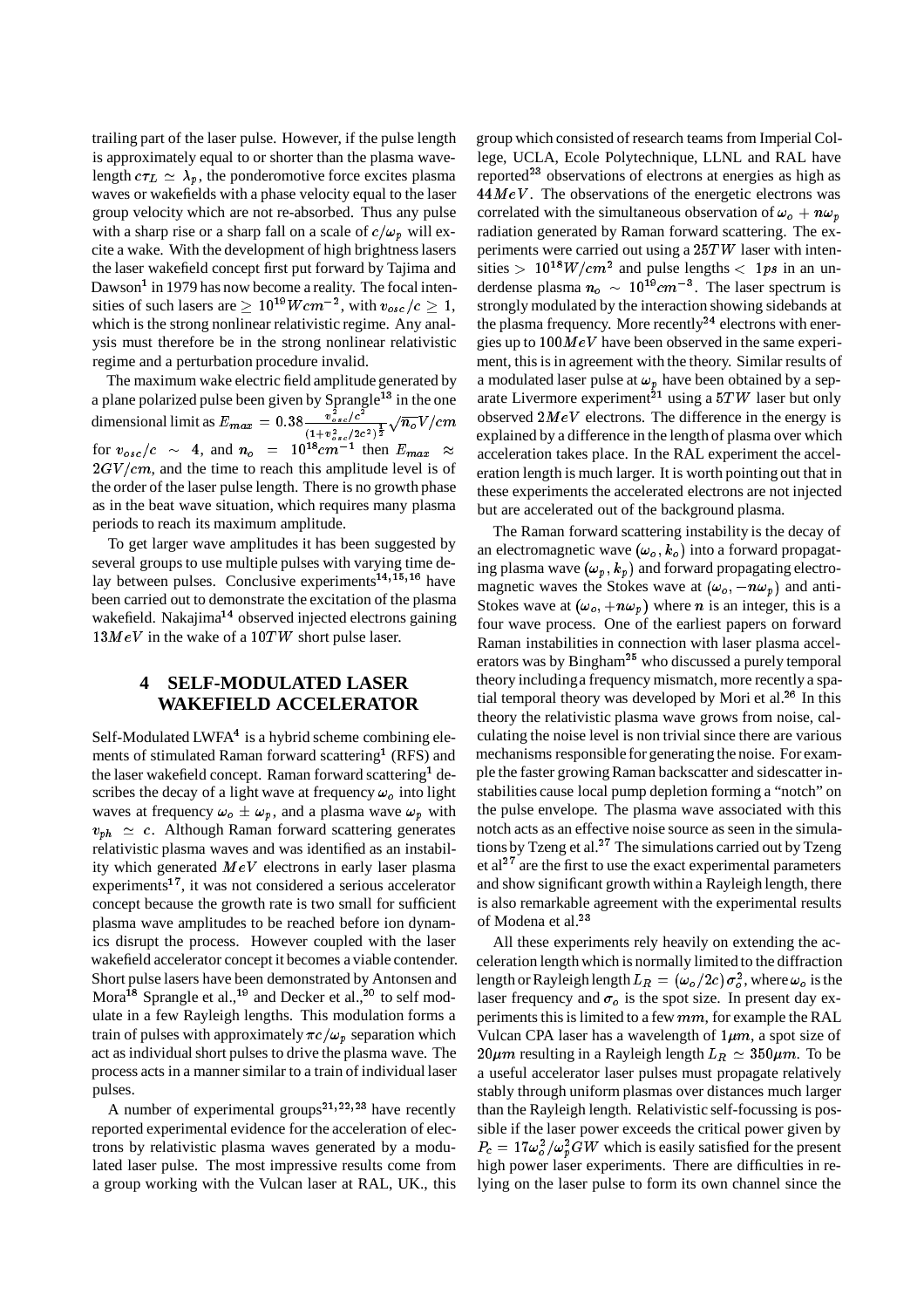trailing part of the laser pulse. However, if the pulse length is approximately equal to or shorter than the plasma wavelength $c\tau_L \simeq \lambda_p$, the ponderomotive force excites plasma waves or wakefields with a phase velocity equal to the laser group velocity which are not re-absorbed. Thus any pulse with a sharp rise or a sharp fall on a scale of $c/\omega_p$ will excite a wake. With the development of high brightness lasers the laser wakefield concept first put forward by Tajima and Dawson[1] in 1979 has now become a reality. The focal intensities of such lasers are $\geq 10^{19} Wcm^{-2}$, with $v_{osc}/c \geq 1$, which is the strong nonlinear relativistic regime. Any analysis must therefore be in the strong nonlinear relativistic regime and a perturbation procedure invalid.

The maximum wake electric field amplitude generated by a plane polarized pulse been given by Sprangle[13] in the one dimensional limit as $E_{max} = 0.38 \frac{v_{osc}^2/c^2}{(1+v_{osc}^2/2c^2)^{\frac{1}{2}}} \sqrt{n_o} V/cm$ for $v_{osc}/c \sim 4$, and $n_o = 10^{18} cm^{-1}$ then $E_{max} \approx 2GV/cm$, and the time to reach this amplitude level is of the order of the laser pulse length. There is no growth phase as in the beat wave situation, which requires many plasma periods to reach its maximum amplitude.

To get larger wave amplitudes it has been suggested by several groups to use multiple pulses with varying time delay between pulses. Conclusive experiments[14,15,16] have been carried out to demonstrate the excitation of the plasma wakefield. Nakajima[14] observed injected electrons gaining $13MeV$ in the wake of a $10TW$ short pulse laser.

## 4 SELF-MODULATED LASER WAKEFIELD ACCELERATOR

Self-Modulated LWFA[4] is a hybrid scheme combining elements of stimulated Raman forward scattering[1] (RFS) and the laser wakefield concept. Raman forward scattering[1] describes the decay of a light wave at frequency $\omega_o$ into light waves at frequency $\omega_o \pm \omega_p$, and a plasma wave $\omega_p$ with $v_{ph} \simeq c$. Although Raman forward scattering generates relativistic plasma waves and was identified as an instability which generated $MeV$ electrons in early laser plasma experiments[17], it was not considered a serious accelerator concept because the growth rate is two small for sufficient plasma wave amplitudes to be reached before ion dynamics disrupt the process. However coupled with the laser wakefield accelerator concept it becomes a viable contender. Short pulse lasers have been demonstrated by Antonsen and Mora[18] Sprangle et al.,[19] and Decker et al.,[20] to self modulate in a few Rayleigh lengths. This modulation forms a train of pulses with approximately $\pi c/\omega_p$ separation which act as individual short pulses to drive the plasma wave. The process acts in a manner similar to a train of individual laser pulses.

A number of experimental groups[21,22,23] have recently reported experimental evidence for the acceleration of electrons by relativistic plasma waves generated by a modulated laser pulse. The most impressive results come from a group working with the Vulcan laser at RAL, UK., this group which consisted of research teams from Imperial College, UCLA, Ecole Polytechnique, LLNL and RAL have reported[23] observations of electrons at energies as high as $44MeV$. The observations of the energetic electrons was correlated with the simultaneous observation of $\omega_o + n\omega_p$ radiation generated by Raman forward scattering. The experiments were carried out using a $25TW$ laser with intensities $> 10^{18} W/cm^2$ and pulse lengths $< 1ps$ in an underdense plasma $n_o \sim 10^{19} cm^{-3}$. The laser spectrum is strongly modulated by the interaction showing sidebands at the plasma frequency. More recently[24] electrons with energies up to $100MeV$ have been observed in the same experiment, this is in agreement with the theory. Similar results of a modulated laser pulse at $\omega_p$ have been obtained by a separate Livermore experiment[21] using a $5TW$ laser but only observed $2MeV$ electrons. The difference in the energy is explained by a difference in the length of plasma over which acceleration takes place. In the RAL experiment the acceleration length is much larger. It is worth pointing out that in these experiments the accelerated electrons are not injected but are accelerated out of the background plasma.

The Raman forward scattering instability is the decay of an electromagnetic wave $(\omega_o, k_o)$ into a forward propagating plasma wave $(\omega_p, k_p)$ and forward propagating electromagnetic waves the Stokes wave at $(\omega_o, -n\omega_p)$ and anti-Stokes wave at $(\omega_o, +n\omega_p)$ where $n$ is an integer, this is a four wave process. One of the earliest papers on forward Raman instabilities in connection with laser plasma accelerators was by Bingham[25] who discussed a purely temporal theory including a frequency mismatch, more recently a spatial temporal theory was developed by Mori et al.[26] In this theory the relativistic plasma wave grows from noise, calculating the noise level is non trivial since there are various mechanisms responsible for generating the noise. For example the faster growing Raman backscatter and sidescatter instabilities cause local pump depletion forming a "notch" on the pulse envelope. The plasma wave associated with this notch acts as an effective noise source as seen in the simulations by Tzeng et al.[27] The simulations carried out by Tzeng et al[27] are the first to use the exact experimental parameters and show significant growth within a Rayleigh length, there is also remarkable agreement with the experimental results of Modena et al.[23]

All these experiments rely heavily on extending the acceleration length which is normally limited to the diffraction length or Rayleigh length $L_R = (\omega_o/2c)\sigma_o^2$, where $\omega_o$ is the laser frequency and $\sigma_o$ is the spot size. In present day experiments this is limited to a few $mm$, for example the RAL Vulcan CPA laser has a wavelength of $1\mu m$, a spot size of $20\mu m$ resulting in a Rayleigh length $L_R \simeq 350\mu m$. To be a useful accelerator laser pulses must propagate relatively stably through uniform plasmas over distances much larger than the Rayleigh length. Relativistic self-focussing is possible if the laser power exceeds the critical power given by $P_c = 17\omega_o^2/\omega_p^2 GW$ which is easily satisfied for the present high power laser experiments. There are difficulties in relying on the laser pulse to form its own channel since the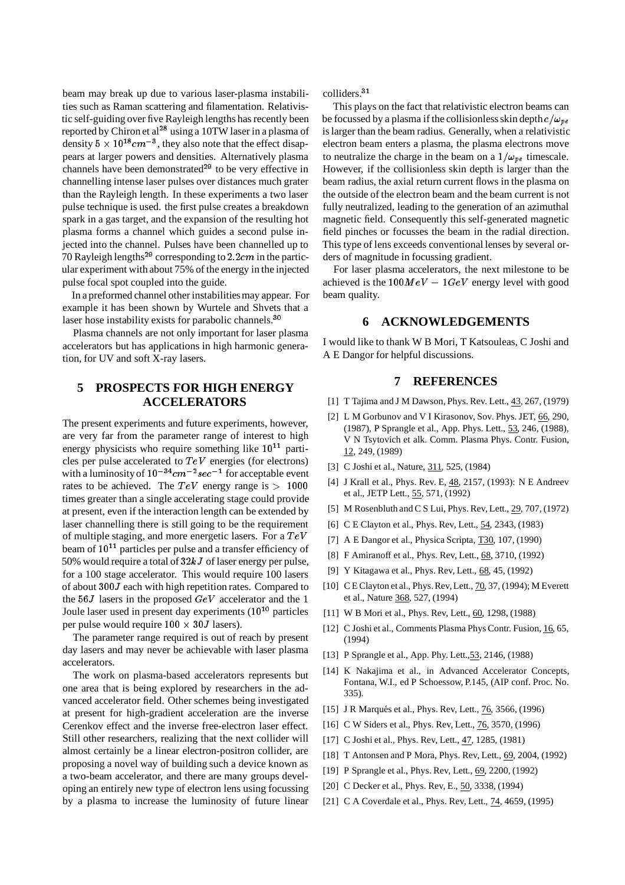beam may break up due to various laser-plasma instabilities such as Raman scattering and filamentation. Relativistic self-guiding over five Rayleigh lengths has recently been reported by Chiron et al[28] using a 10TW laser in a plasma of density $5 \times 10^{18} cm^{-3}$, they also note that the effect disappears at larger powers and densities. Alternatively plasma channels have been demonstrated[29] to be very effective in channelling intense laser pulses over distances much grater than the Rayleigh length. In these experiments a two laser pulse technique is used. the first pulse creates a breakdown spark in a gas target, and the expansion of the resulting hot plasma forms a channel which guides a second pulse injected into the channel. Pulses have been channelled up to 70 Rayleigh lengths[29] corresponding to $2.2cm$ in the particular experiment with about 75% of the energy in the injected pulse focal spot coupled into the guide.

In a preformed channel other instabilities may appear. For example it has been shown by Wurtele and Shvets that a laser hose instability exists for parabolic channels.[30]

Plasma channels are not only important for laser plasma accelerators but has applications in high harmonic generation, for UV and soft X-ray lasers.

## 5 PROSPECTS FOR HIGH ENERGY ACCELERATORS

The present experiments and future experiments, however, are very far from the parameter range of interest to high energy physicists who require something like $10^{11}$ particles per pulse accelerated to $TeV$ energies (for electrons) with a luminosity of $10^{-34} cm^{-2} sec^{-1}$ for acceptable event rates to be achieved. The $TeV$ energy range is $> 1000$ times greater than a single accelerating stage could provide at present, even if the interaction length can be extended by laser channelling there is still going to be the requirement of multiple staging, and more energetic lasers. For a $TeV$ beam of $10^{11}$ particles per pulse and a transfer efficiency of 50% would require a total of $32kJ$ of laser energy per pulse, for a 100 stage accelerator. This would require 100 lasers of about $300J$ each with high repetition rates. Compared to the $56J$ lasers in the proposed $GeV$ accelerator and the 1 Joule laser used in present day experiments ($10^{10}$ particles per pulse would require $100 \times 30J$ lasers).

The parameter range required is out of reach by present day lasers and may never be achievable with laser plasma accelerators.

The work on plasma-based accelerators represents but one area that is being explored by researchers in the advanced accelerator field. Other schemes being investigated at present for high-gradient acceleration are the inverse Cerenkov effect and the inverse free-electron laser effect. Still other researchers, realizing that the next collider will almost certainly be a linear electron-positron collider, are proposing a novel way of building such a device known as a two-beam accelerator, and there are many groups developing an entirely new type of electron lens using focussing by a plasma to increase the luminosity of future linear colliders.[31]

This plays on the fact that relativistic electron beams can be focussed by a plasma if the collisionless skin depth $c/\omega_{pe}$ is larger than the beam radius. Generally, when a relativistic electron beam enters a plasma, the plasma electrons move to neutralize the charge in the beam on a $1/\omega_{pe}$ timescale. However, if the collisionless skin depth is larger than the beam radius, the axial return current flows in the plasma on the outside of the electron beam and the beam current is not fully neutralized, leading to the generation of an azimuthal magnetic field. Consequently this self-generated magnetic field pinches or focusses the beam in the radial direction. This type of lens exceeds conventional lenses by several orders of magnitude in focussing gradient.

For laser plasma accelerators, the next milestone to be achieved is the $100MeV - 1GeV$ energy level with good beam quality.

## 6 ACKNOWLEDGEMENTS

I would like to thank W B Mori, T Katsouleas, C Joshi and A E Dangor for helpful discussions.

## 7 REFERENCES

[1] T Tajima and J M Dawson, Phys. Rev. Lett., 43, 267, (1979)

[2] L M Gorbunov and V I Kirasonov, Sov. Phys. JET, 66, 290, (1987), P Sprangle et al., App. Phys. Lett., 53, 246, (1988), V N Tsytovich et alk. Comm. Plasma Phys. Contr. Fusion, 12, 249, (1989)

[3] C Joshi et al., Nature, 311, 525, (1984)

[4] J Krall et al., Phys. Rev. E, 48, 2157, (1993): N E Andreev et al., JETP Lett., 55, 571, (1992)

[5] M Rosenbluth and C S Lui, Phys. Rev, Lett., 29, 707, (1972)

[6] C E Clayton et al., Phys. Rev, Lett., 54, 2343, (1983)

[7] A E Dangor et al., Physica Scripta, T30, 107, (1990)

[8] F Amiranoff et al., Phys. Rev, Lett., 68, 3710, (1992)

[9] Y Kitagawa et al., Phys. Rev, Lett., 68, 45, (1992)

[10] C E Clayton et al., Phys. Rev, Lett., 70, 37, (1994); M Everett et al., Nature 368, 527, (1994)

[11] W B Mori et al., Phys. Rev, Lett., 60, 1298, (1988)

[12] C Joshi et al., Comments Plasma Phys Contr. Fusion, 16, 65, (1994)

[13] P Sprangle et al., App. Phy. Lett.,53, 2146, (1988)

[14] K Nakajima et al., in Advanced Accelerator Concepts, Fontana, W.I., ed P Schoessow, P.145, (AIP conf. Proc. No. 335).

[15] J R Marqués et al., Phys. Rev, Lett., 76, 3566, (1996)

[16] C W Siders et al., Phys. Rev, Lett., 76, 3570, (1996)

[17] C Joshi et al., Phys. Rev, Lett., 47, 1285, (1981)

[18] T Antonsen and P Mora, Phys. Rev, Lett., 69, 2004, (1992)

[19] P Sprangle et al., Phys. Rev, Lett., 69, 2200, (1992)

[20] C Decker et al., Phys. Rev, E., 50, 3338, (1994)

[21] C A Coverdale et al., Phys. Rev, Lett., 74, 4659, (1995)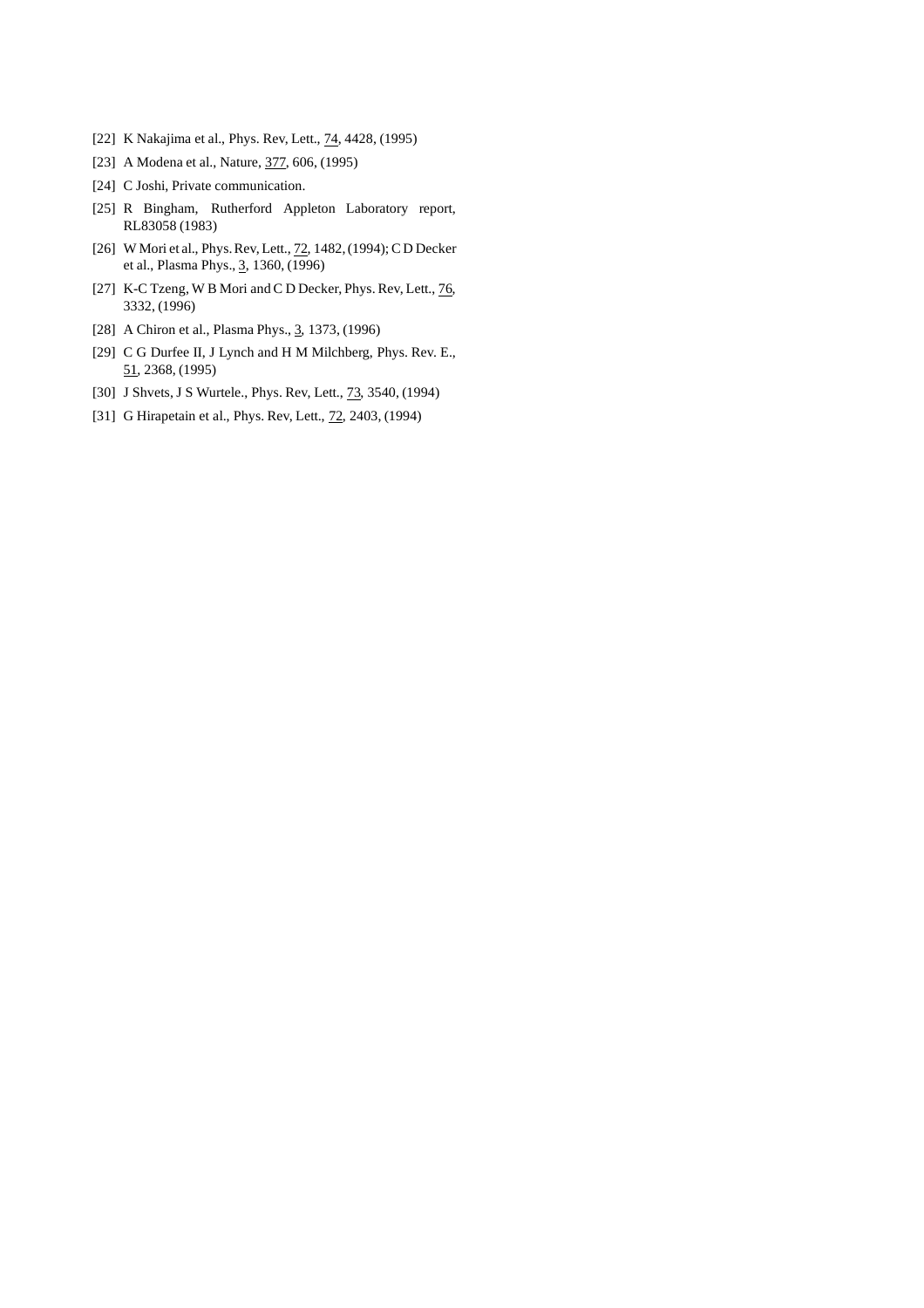[22] K Nakajima et al., Phys. Rev, Lett., 74, 4428, (1995)

[23] A Modena et al., Nature, 377, 606, (1995)

[24] C Joshi, Private communication.

[25] R Bingham, Rutherford Appleton Laboratory report, RL83058 (1983)

[26] W Mori et al., Phys. Rev, Lett., 72, 1482, (1994); C D Decker et al., Plasma Phys., 3, 1360, (1996)

[27] K-C Tzeng, W B Mori and C D Decker, Phys. Rev, Lett., 76, 3332, (1996)

[28] A Chiron et al., Plasma Phys., 3, 1373, (1996)

[29] C G Durfee II, J Lynch and H M Milchberg, Phys. Rev. E., 51, 2368, (1995)

[30] J Shvets, J S Wurtele., Phys. Rev, Lett., 73, 3540, (1994)

[31] G Hirapetain et al., Phys. Rev, Lett., 72, 2403, (1994)